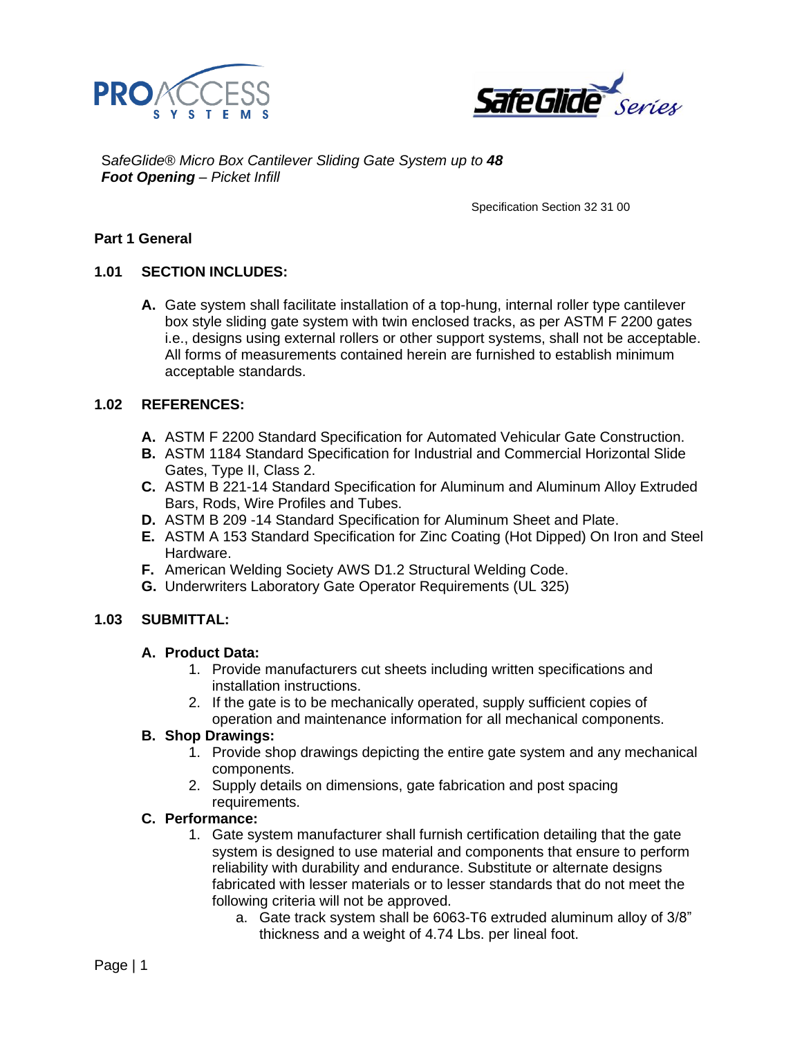*SafeGlide® Micro Box Cantilever Sliding Gate System up to **48 Foot Opening** – Picket Infill*

Specification Section 32 31 00

## Part 1 General

### 1.01 SECTION INCLUDES:

**A.** Gate system shall facilitate installation of a top-hung, internal roller type cantilever box style sliding gate system with twin enclosed tracks, as per ASTM F 2200 gates i.e., designs using external rollers or other support systems, shall not be acceptable. All forms of measurements contained herein are furnished to establish minimum acceptable standards.

### 1.02 REFERENCES:

**A.** ASTM F 2200 Standard Specification for Automated Vehicular Gate Construction.
**B.** ASTM 1184 Standard Specification for Industrial and Commercial Horizontal Slide Gates, Type II, Class 2.
**C.** ASTM B 221-14 Standard Specification for Aluminum and Aluminum Alloy Extruded Bars, Rods, Wire Profiles and Tubes.
**D.** ASTM B 209 -14 Standard Specification for Aluminum Sheet and Plate.
**E.** ASTM A 153 Standard Specification for Zinc Coating (Hot Dipped) On Iron and Steel Hardware.
**F.** American Welding Society AWS D1.2 Structural Welding Code.
**G.** Underwriters Laboratory Gate Operator Requirements (UL 325)

### 1.03 SUBMITTAL:

**A. Product Data:**

1. Provide manufacturers cut sheets including written specifications and installation instructions.
2. If the gate is to be mechanically operated, supply sufficient copies of operation and maintenance information for all mechanical components.

**B. Shop Drawings:**

1. Provide shop drawings depicting the entire gate system and any mechanical components.
2. Supply details on dimensions, gate fabrication and post spacing requirements.

**C. Performance:**

1. Gate system manufacturer shall furnish certification detailing that the gate system is designed to use material and components that ensure to perform reliability with durability and endurance. Substitute or alternate designs fabricated with lesser materials or to lesser standards that do not meet the following criteria will not be approved.
   a. Gate track system shall be 6063-T6 extruded aluminum alloy of 3/8" thickness and a weight of 4.74 Lbs. per lineal foot.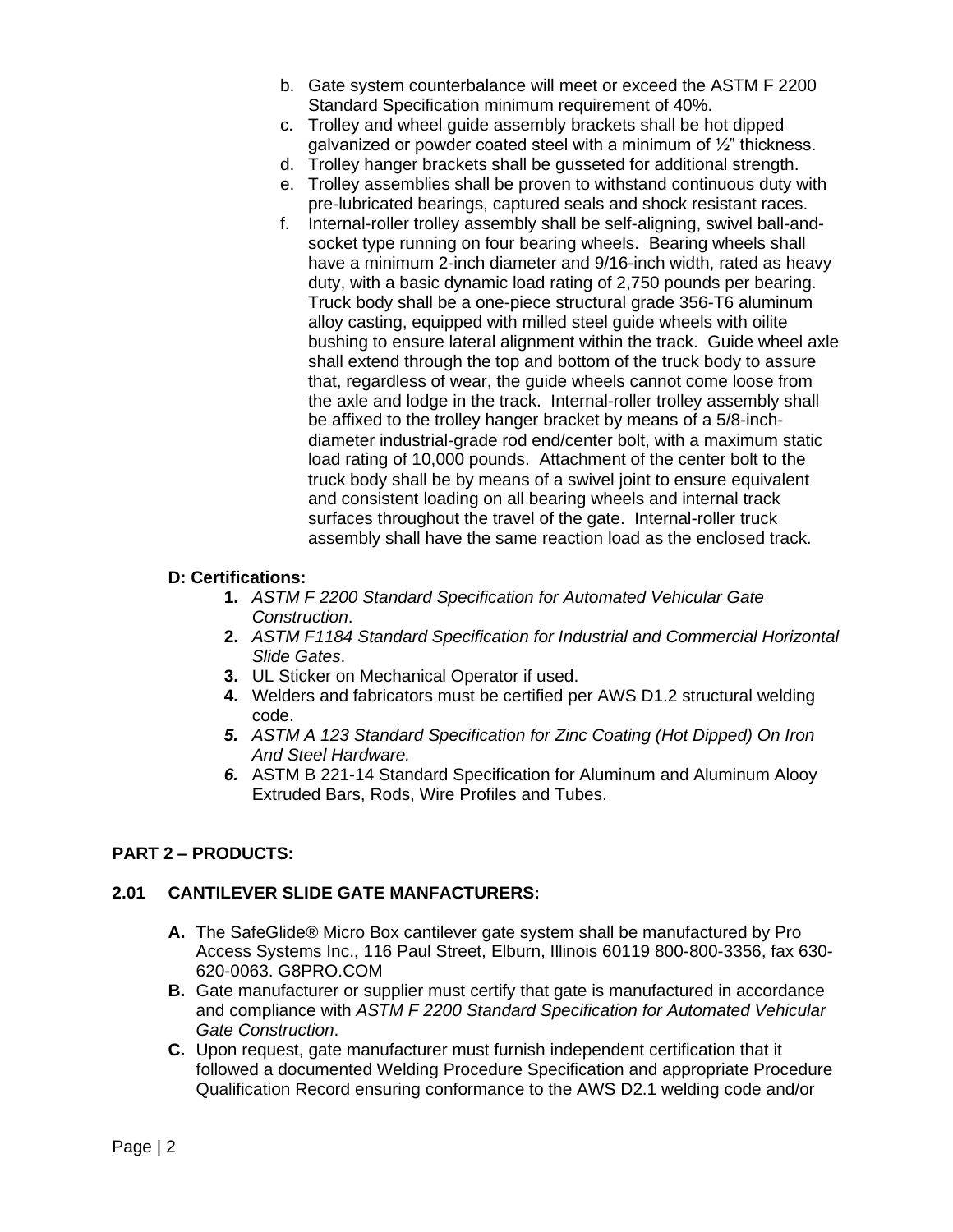b. Gate system counterbalance will meet or exceed the ASTM F 2200 Standard Specification minimum requirement of 40%.
c. Trolley and wheel guide assembly brackets shall be hot dipped galvanized or powder coated steel with a minimum of ½" thickness.
d. Trolley hanger brackets shall be gusseted for additional strength.
e. Trolley assemblies shall be proven to withstand continuous duty with pre-lubricated bearings, captured seals and shock resistant races.
f. Internal-roller trolley assembly shall be self-aligning, swivel ball-and-socket type running on four bearing wheels. Bearing wheels shall have a minimum 2-inch diameter and 9/16-inch width, rated as heavy duty, with a basic dynamic load rating of 2,750 pounds per bearing. Truck body shall be a one-piece structural grade 356-T6 aluminum alloy casting, equipped with milled steel guide wheels with oilite bushing to ensure lateral alignment within the track. Guide wheel axle shall extend through the top and bottom of the truck body to assure that, regardless of wear, the guide wheels cannot come loose from the axle and lodge in the track. Internal-roller trolley assembly shall be affixed to the trolley hanger bracket by means of a 5/8-inch-diameter industrial-grade rod end/center bolt, with a maximum static load rating of 10,000 pounds. Attachment of the center bolt to the truck body shall be by means of a swivel joint to ensure equivalent and consistent loading on all bearing wheels and internal track surfaces throughout the travel of the gate. Internal-roller truck assembly shall have the same reaction load as the enclosed track.

**D: Certifications:**

1. *ASTM F 2200 Standard Specification for Automated Vehicular Gate Construction*.
2. *ASTM F1184 Standard Specification for Industrial and Commercial Horizontal Slide Gates*.
3. UL Sticker on Mechanical Operator if used.
4. Welders and fabricators must be certified per AWS D1.2 structural welding code.
5. *ASTM A 123 Standard Specification for Zinc Coating (Hot Dipped) On Iron And Steel Hardware.*
6. ASTM B 221-14 Standard Specification for Aluminum and Aluminum Alooy Extruded Bars, Rods, Wire Profiles and Tubes.

## PART 2 – PRODUCTS:

### 2.01 CANTILEVER SLIDE GATE MANFACTURERS:

**A.** The SafeGlide® Micro Box cantilever gate system shall be manufactured by Pro Access Systems Inc., 116 Paul Street, Elburn, Illinois 60119 800-800-3356, fax 630-620-0063. G8PRO.COM

**B.** Gate manufacturer or supplier must certify that gate is manufactured in accordance and compliance with *ASTM F 2200 Standard Specification for Automated Vehicular Gate Construction*.

**C.** Upon request, gate manufacturer must furnish independent certification that it followed a documented Welding Procedure Specification and appropriate Procedure Qualification Record ensuring conformance to the AWS D2.1 welding code and/or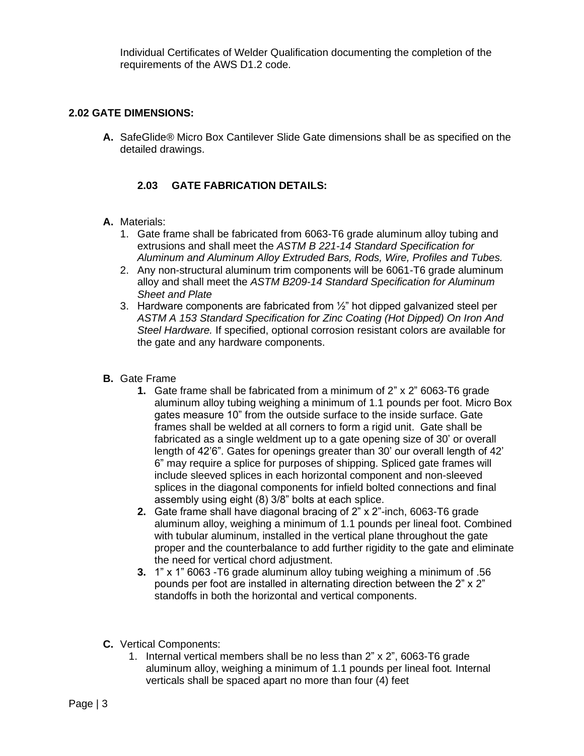Individual Certificates of Welder Qualification documenting the completion of the requirements of the AWS D1.2 code.

### 2.02 GATE DIMENSIONS:

**A.** SafeGlide® Micro Box Cantilever Slide Gate dimensions shall be as specified on the detailed drawings.

### 2.03 GATE FABRICATION DETAILS:

**A.** Materials:

1. Gate frame shall be fabricated from 6063-T6 grade aluminum alloy tubing and extrusions and shall meet the *ASTM B 221-14 Standard Specification for Aluminum and Aluminum Alloy Extruded Bars, Rods, Wire, Profiles and Tubes.*
2. Any non-structural aluminum trim components will be 6061-T6 grade aluminum alloy and shall meet the *ASTM B209-14 Standard Specification for Aluminum Sheet and Plate*
3. Hardware components are fabricated from ½" hot dipped galvanized steel per *ASTM A 153 Standard Specification for Zinc Coating (Hot Dipped) On Iron And Steel Hardware.* If specified, optional corrosion resistant colors are available for the gate and any hardware components.

**B.** Gate Frame

1. Gate frame shall be fabricated from a minimum of 2" x 2" 6063-T6 grade aluminum alloy tubing weighing a minimum of 1.1 pounds per foot. Micro Box gates measure 10" from the outside surface to the inside surface. Gate frames shall be welded at all corners to form a rigid unit. Gate shall be fabricated as a single weldment up to a gate opening size of 30' or overall length of 42'6". Gates for openings greater than 30' our overall length of 42' 6" may require a splice for purposes of shipping. Spliced gate frames will include sleeved splices in each horizontal component and non-sleeved splices in the diagonal components for infield bolted connections and final assembly using eight (8) 3/8" bolts at each splice.
2. Gate frame shall have diagonal bracing of 2" x 2"-inch, 6063-T6 grade aluminum alloy, weighing a minimum of 1.1 pounds per lineal foot. Combined with tubular aluminum, installed in the vertical plane throughout the gate proper and the counterbalance to add further rigidity to the gate and eliminate the need for vertical chord adjustment.
3. 1" x 1" 6063 -T6 grade aluminum alloy tubing weighing a minimum of .56 pounds per foot are installed in alternating direction between the 2" x 2" standoffs in both the horizontal and vertical components.

**C.** Vertical Components:

1. Internal vertical members shall be no less than 2" x 2", 6063-T6 grade aluminum alloy, weighing a minimum of 1.1 pounds per lineal foot. Internal verticals shall be spaced apart no more than four (4) feet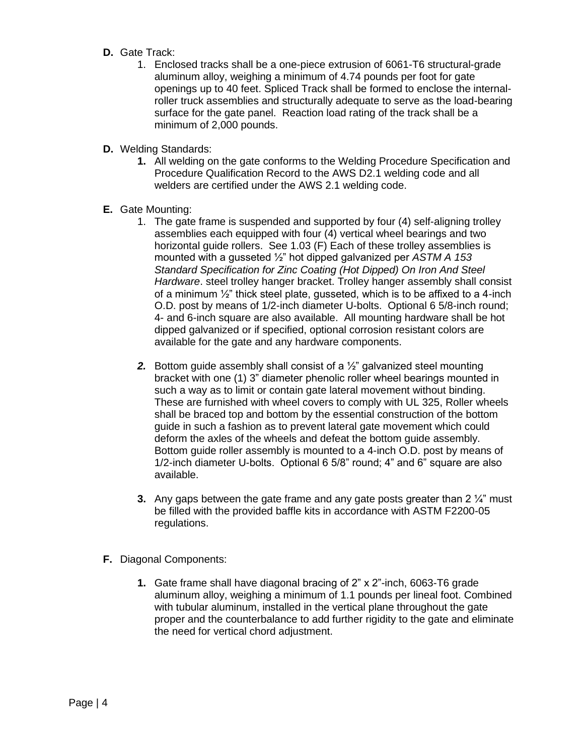**D.** Gate Track:

1. Enclosed tracks shall be a one-piece extrusion of 6061-T6 structural-grade aluminum alloy, weighing a minimum of 4.74 pounds per foot for gate openings up to 40 feet. Spliced Track shall be formed to enclose the internal-roller truck assemblies and structurally adequate to serve as the load-bearing surface for the gate panel. Reaction load rating of the track shall be a minimum of 2,000 pounds.

**D.** Welding Standards:

**1.** All welding on the gate conforms to the Welding Procedure Specification and Procedure Qualification Record to the AWS D2.1 welding code and all welders are certified under the AWS 2.1 welding code.

**E.** Gate Mounting:

1. The gate frame is suspended and supported by four (4) self-aligning trolley assemblies each equipped with four (4) vertical wheel bearings and two horizontal guide rollers. See 1.03 (F) Each of these trolley assemblies is mounted with a gusseted ½" hot dipped galvanized per *ASTM A 153 Standard Specification for Zinc Coating (Hot Dipped) On Iron And Steel Hardware*. steel trolley hanger bracket. Trolley hanger assembly shall consist of a minimum ½" thick steel plate, gusseted, which is to be affixed to a 4-inch O.D. post by means of 1/2-inch diameter U-bolts. Optional 6 5/8-inch round; 4- and 6-inch square are also available. All mounting hardware shall be hot dipped galvanized or if specified, optional corrosion resistant colors are available for the gate and any hardware components.

***2.*** Bottom guide assembly shall consist of a ½" galvanized steel mounting bracket with one (1) 3" diameter phenolic roller wheel bearings mounted in such a way as to limit or contain gate lateral movement without binding. These are furnished with wheel covers to comply with UL 325, Roller wheels shall be braced top and bottom by the essential construction of the bottom guide in such a fashion as to prevent lateral gate movement which could deform the axles of the wheels and defeat the bottom guide assembly. Bottom guide roller assembly is mounted to a 4-inch O.D. post by means of 1/2-inch diameter U-bolts. Optional 6 5/8" round; 4" and 6" square are also available.

**3.** Any gaps between the gate frame and any gate posts greater than 2 ¼" must be filled with the provided baffle kits in accordance with ASTM F2200-05 regulations.

**F.** Diagonal Components:

**1.** Gate frame shall have diagonal bracing of 2" x 2"-inch, 6063-T6 grade aluminum alloy, weighing a minimum of 1.1 pounds per lineal foot. Combined with tubular aluminum, installed in the vertical plane throughout the gate proper and the counterbalance to add further rigidity to the gate and eliminate the need for vertical chord adjustment.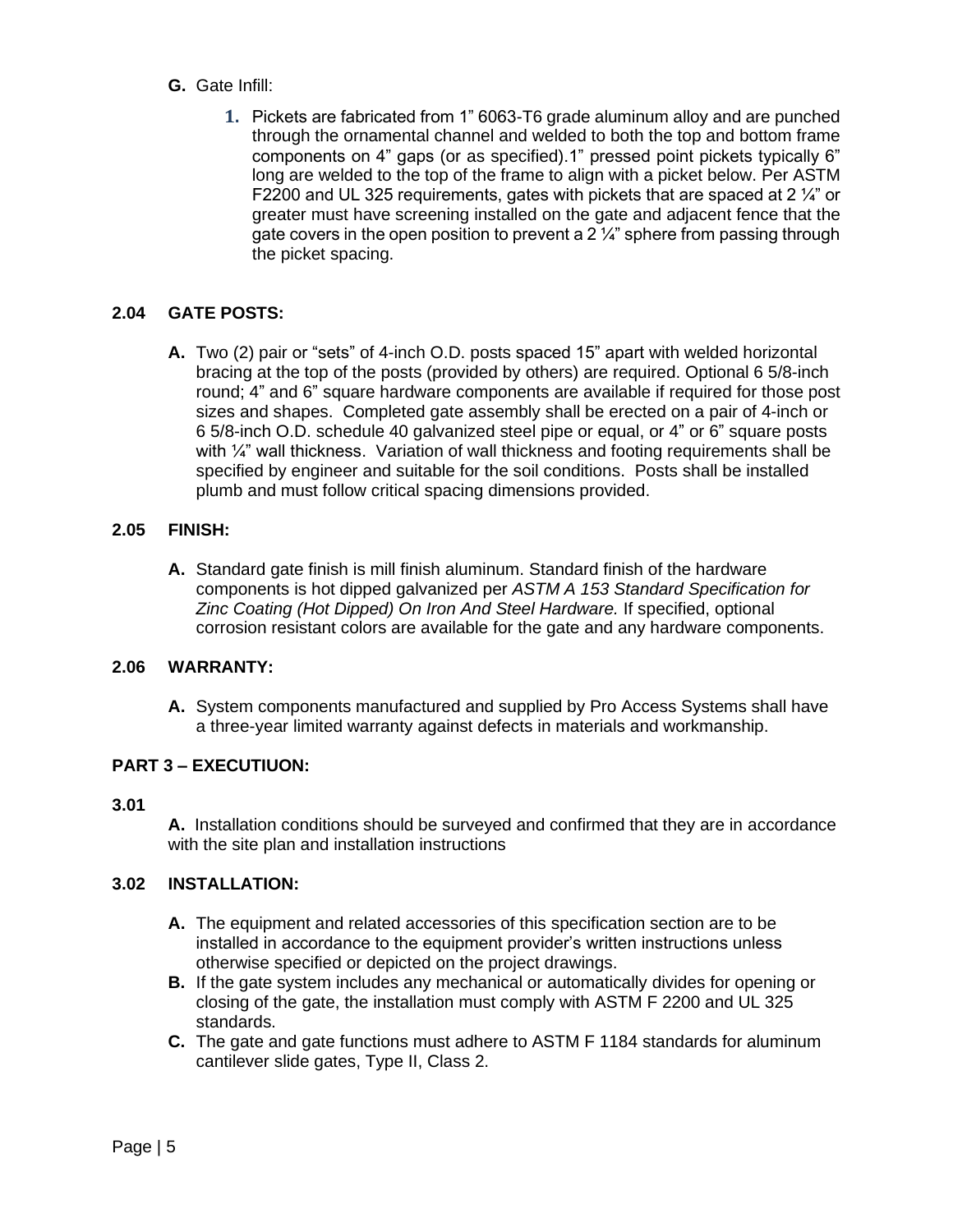**G.** Gate Infill:

1. Pickets are fabricated from 1" 6063-T6 grade aluminum alloy and are punched through the ornamental channel and welded to both the top and bottom frame components on 4" gaps (or as specified).1" pressed point pickets typically 6" long are welded to the top of the frame to align with a picket below. Per ASTM F2200 and UL 325 requirements, gates with pickets that are spaced at 2 ¼" or greater must have screening installed on the gate and adjacent fence that the gate covers in the open position to prevent a 2 ¼" sphere from passing through the picket spacing.

### 2.04 GATE POSTS:

**A.** Two (2) pair or "sets" of 4-inch O.D. posts spaced 15" apart with welded horizontal bracing at the top of the posts (provided by others) are required. Optional 6 5/8-inch round; 4" and 6" square hardware components are available if required for those post sizes and shapes. Completed gate assembly shall be erected on a pair of 4-inch or 6 5/8-inch O.D. schedule 40 galvanized steel pipe or equal, or 4" or 6" square posts with ¼" wall thickness. Variation of wall thickness and footing requirements shall be specified by engineer and suitable for the soil conditions. Posts shall be installed plumb and must follow critical spacing dimensions provided.

### 2.05 FINISH:

**A.** Standard gate finish is mill finish aluminum. Standard finish of the hardware components is hot dipped galvanized per *ASTM A 153 Standard Specification for Zinc Coating (Hot Dipped) On Iron And Steel Hardware.* If specified, optional corrosion resistant colors are available for the gate and any hardware components.

### 2.06 WARRANTY:

**A.** System components manufactured and supplied by Pro Access Systems shall have a three-year limited warranty against defects in materials and workmanship.

## PART 3 – EXECUTIUON:

### 3.01

**A.** Installation conditions should be surveyed and confirmed that they are in accordance with the site plan and installation instructions

### 3.02 INSTALLATION:

**A.** The equipment and related accessories of this specification section are to be installed in accordance to the equipment provider's written instructions unless otherwise specified or depicted on the project drawings.

**B.** If the gate system includes any mechanical or automatically divides for opening or closing of the gate, the installation must comply with ASTM F 2200 and UL 325 standards.

**C.** The gate and gate functions must adhere to ASTM F 1184 standards for aluminum cantilever slide gates, Type II, Class 2.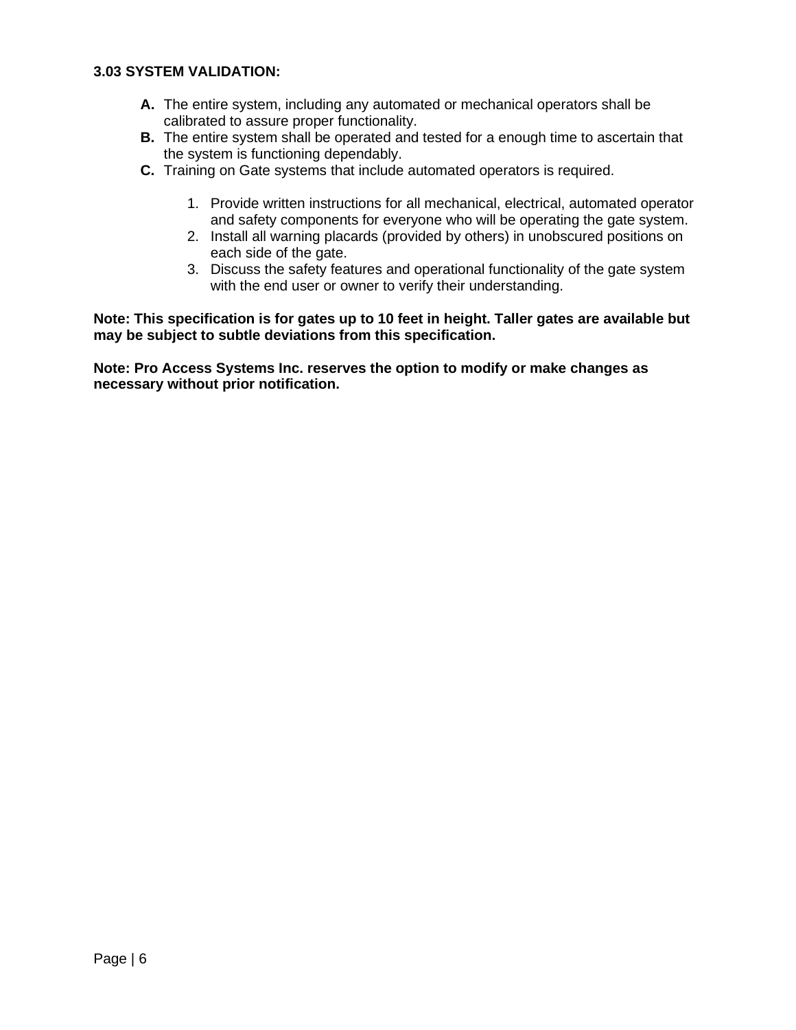**3.03 SYSTEM VALIDATION:**

- **A.** The entire system, including any automated or mechanical operators shall be calibrated to assure proper functionality.
- **B.** The entire system shall be operated and tested for a enough time to ascertain that the system is functioning dependably.
- **C.** Training on Gate systems that include automated operators is required.

  1. Provide written instructions for all mechanical, electrical, automated operator and safety components for everyone who will be operating the gate system.
  2. Install all warning placards (provided by others) in unobscured positions on each side of the gate.
  3. Discuss the safety features and operational functionality of the gate system with the end user or owner to verify their understanding.

**Note: This specification is for gates up to 10 feet in height. Taller gates are available but may be subject to subtle deviations from this specification.**

**Note: Pro Access Systems Inc. reserves the option to modify or make changes as necessary without prior notification.**